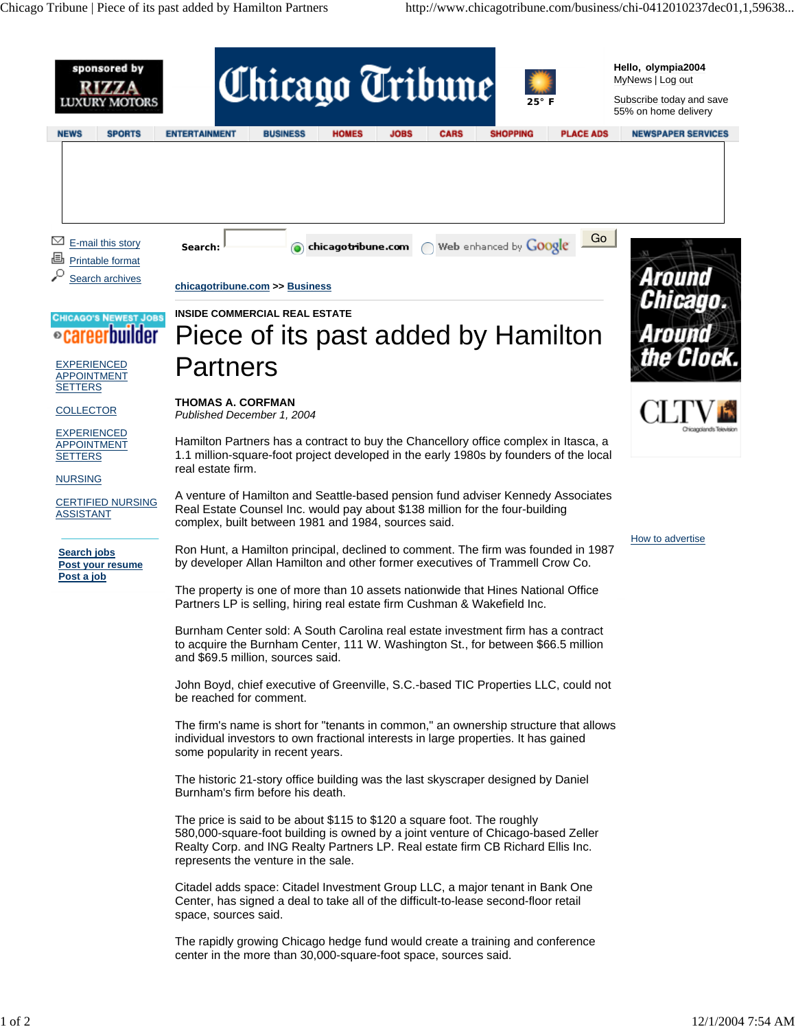chicagotribune.com >> Business

INSIDE COMMERCIAL REAL ESTATE

# Piece of its past added by Hamilton Partners

**THOMAS A. CORFMAN**
*Published December 1, 2004*

Hamilton Partners has a contract to buy the Chancellory office complex in Itasca, a 1.1 million-square-foot project developed in the early 1980s by founders of the local real estate firm.

A venture of Hamilton and Seattle-based pension fund adviser Kennedy Associates Real Estate Counsel Inc. would pay about $138 million for the four-building complex, built between 1981 and 1984, sources said.

Ron Hunt, a Hamilton principal, declined to comment. The firm was founded in 1987 by developer Allan Hamilton and other former executives of Trammell Crow Co.

The property is one of more than 10 assets nationwide that Hines National Office Partners LP is selling, hiring real estate firm Cushman & Wakefield Inc.

Burnham Center sold: A South Carolina real estate investment firm has a contract to acquire the Burnham Center, 111 W. Washington St., for between $66.5 million and $69.5 million, sources said.

John Boyd, chief executive of Greenville, S.C.-based TIC Properties LLC, could not be reached for comment.

The firm's name is short for "tenants in common," an ownership structure that allows individual investors to own fractional interests in large properties. It has gained some popularity in recent years.

The historic 21-story office building was the last skyscraper designed by Daniel Burnham's firm before his death.

The price is said to be about $115 to $120 a square foot. The roughly 580,000-square-foot building is owned by a joint venture of Chicago-based Zeller Realty Corp. and ING Realty Partners LP. Real estate firm CB Richard Ellis Inc. represents the venture in the sale.

Citadel adds space: Citadel Investment Group LLC, a major tenant in Bank One Center, has signed a deal to take all of the difficult-to-lease second-floor retail space, sources said.

The rapidly growing Chicago hedge fund would create a training and conference center in the more than 30,000-square-foot space, sources said.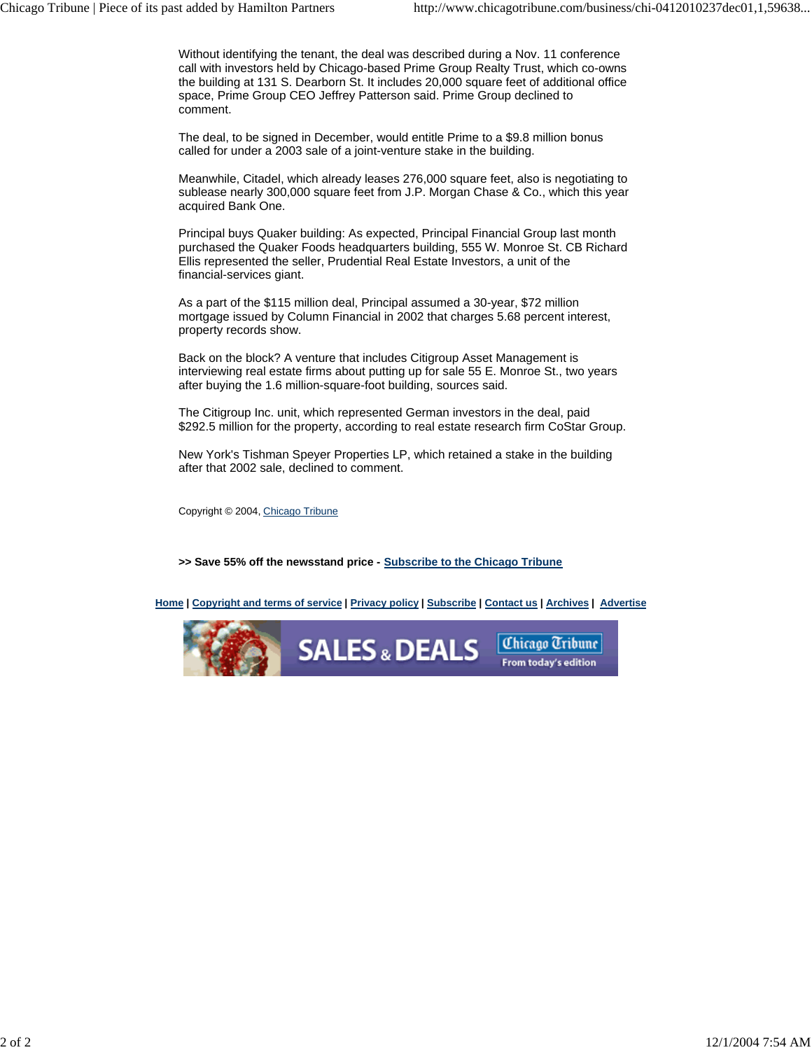Without identifying the tenant, the deal was described during a Nov. 11 conference call with investors held by Chicago-based Prime Group Realty Trust, which co-owns the building at 131 S. Dearborn St. It includes 20,000 square feet of additional office space, Prime Group CEO Jeffrey Patterson said. Prime Group declined to comment.

The deal, to be signed in December, would entitle Prime to a $9.8 million bonus called for under a 2003 sale of a joint-venture stake in the building.

Meanwhile, Citadel, which already leases 276,000 square feet, also is negotiating to sublease nearly 300,000 square feet from J.P. Morgan Chase & Co., which this year acquired Bank One.

Principal buys Quaker building: As expected, Principal Financial Group last month purchased the Quaker Foods headquarters building, 555 W. Monroe St. CB Richard Ellis represented the seller, Prudential Real Estate Investors, a unit of the financial-services giant.

As a part of the $115 million deal, Principal assumed a 30-year, $72 million mortgage issued by Column Financial in 2002 that charges 5.68 percent interest, property records show.

Back on the block? A venture that includes Citigroup Asset Management is interviewing real estate firms about putting up for sale 55 E. Monroe St., two years after buying the 1.6 million-square-foot building, sources said.

The Citigroup Inc. unit, which represented German investors in the deal, paid $292.5 million for the property, according to real estate research firm CoStar Group.

New York's Tishman Speyer Properties LP, which retained a stake in the building after that 2002 sale, declined to comment.

Copyright © 2004, Chicago Tribune

**>> Save 55% off the newsstand price - Subscribe to the Chicago Tribune**

**Home | Copyright and terms of service | Privacy policy | Subscribe | Contact us | Archives | Advertise**

SALES & DEALS Chicago Tribune From today's edition